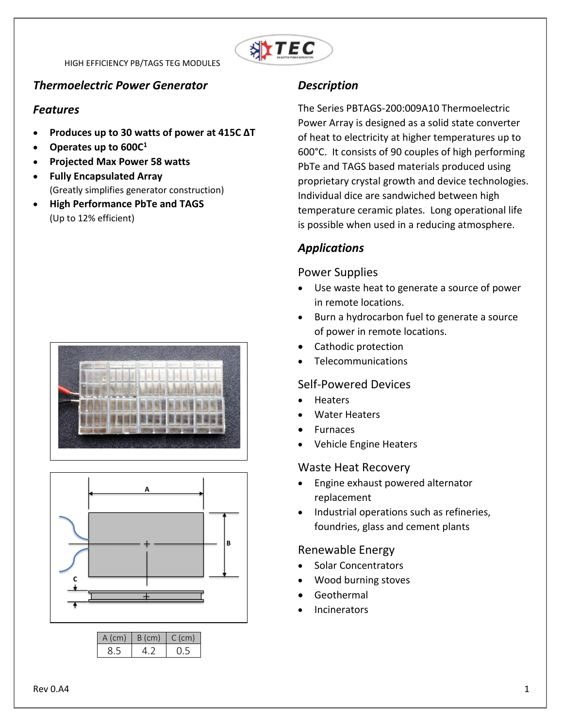HIGH EFFICIENCY PB/TAGS TEG MODULES

## *Thermoelectric Power Generator*

### *Features*

- **Produces up to 30 watts of power at 415C ΔT**
- **Operates up to 600C[1]**
- **Projected Max Power 58 watts**
- **Fully Encapsulated Array**
  (Greatly simplifies generator construction)
- **High Performance PbTe and TAGS**
  (Up to 12% efficient)

| A (cm) | B (cm) | C (cm) |
|---|---|---|
| 8.5 | 4.2 | 0.5 |

### *Description*

The Series PBTAGS-200:009A10 Thermoelectric Power Array is designed as a solid state converter of heat to electricity at higher temperatures up to 600°C. It consists of 90 couples of high performing PbTe and TAGS based materials produced using proprietary crystal growth and device technologies. Individual dice are sandwiched between high temperature ceramic plates. Long operational life is possible when used in a reducing atmosphere.

### *Applications*

#### Power Supplies

- Use waste heat to generate a source of power in remote locations.
- Burn a hydrocarbon fuel to generate a source of power in remote locations.
- Cathodic protection
- Telecommunications

#### Self-Powered Devices

- Heaters
- Water Heaters
- Furnaces
- Vehicle Engine Heaters

#### Waste Heat Recovery

- Engine exhaust powered alternator replacement
- Industrial operations such as refineries, foundries, glass and cement plants

#### Renewable Energy

- Solar Concentrators
- Wood burning stoves
- Geothermal
- Incinerators

Rev 0.A4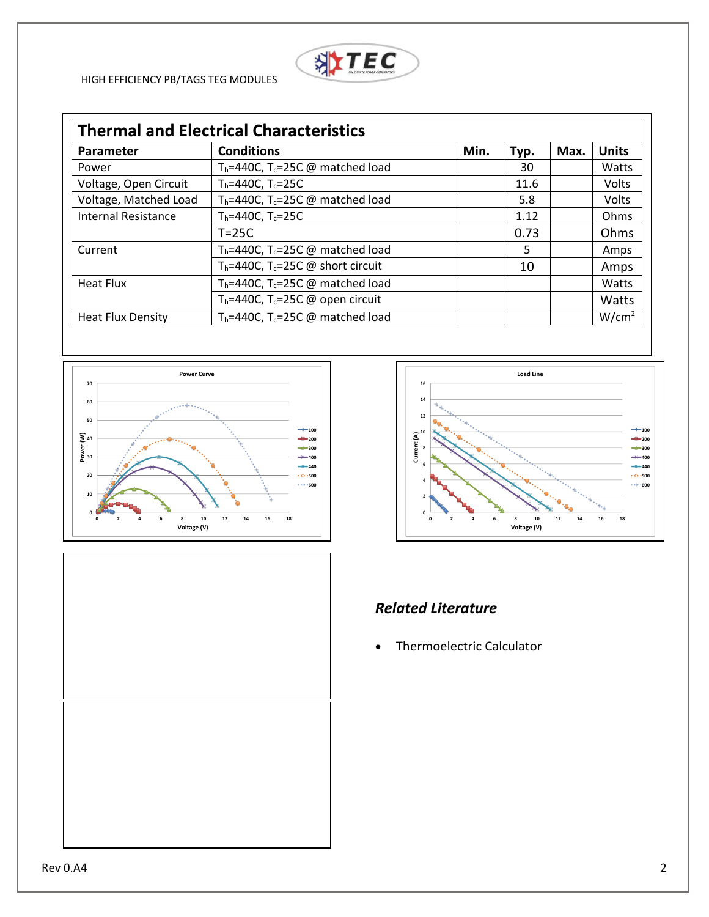## Thermal and Electrical Characteristics

| Parameter | Conditions | Min. | Typ. | Max. | Units |
|---|---|---|---|---|---|
| Power | $T_h$=440C, $T_c$=25C @ matched load | | 30 | | Watts |
| Voltage, Open Circuit | $T_h$=440C, $T_c$=25C | | 11.6 | | Volts |
| Voltage, Matched Load | $T_h$=440C, $T_c$=25C @ matched load | | 5.8 | | Volts |
| Internal Resistance | $T_h$=440C, $T_c$=25C | | 1.12 | | Ohms |
| | T=25C | | 0.73 | | Ohms |
| Current | $T_h$=440C, $T_c$=25C @ matched load | | 5 | | Amps |
| | $T_h$=440C, $T_c$=25C @ short circuit | | 10 | | Amps |
| Heat Flux | $T_h$=440C, $T_c$=25C @ matched load | | | | Watts |
| | $T_h$=440C, $T_c$=25C @ open circuit | | | | Watts |
| Heat Flux Density | $T_h$=440C, $T_c$=25C @ matched load | | | | W/cm$^2$ |

### *Related Literature*

- Thermoelectric Calculator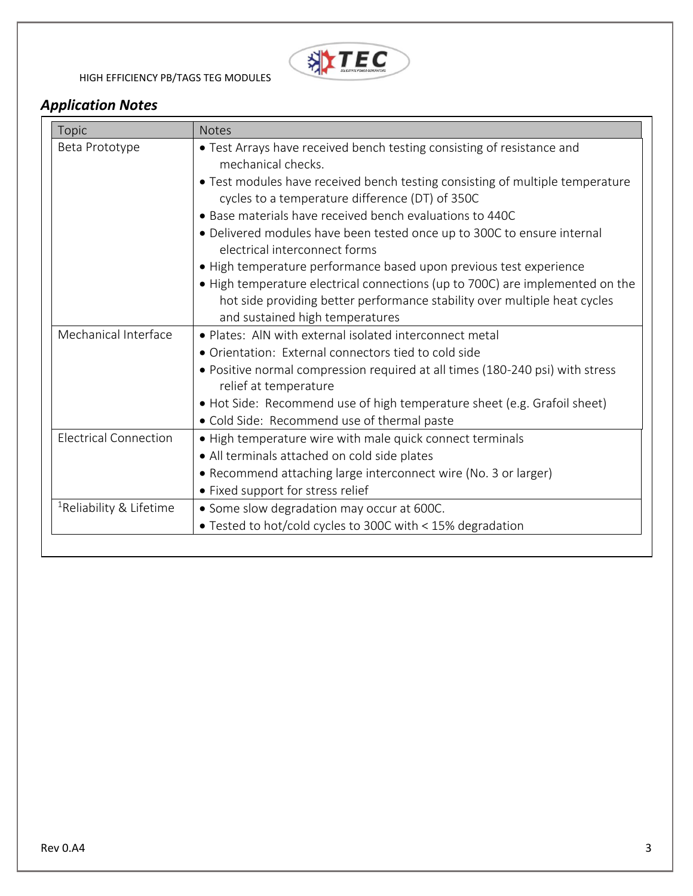## *Application Notes*

| Topic | Notes |
|---|---|
| Beta Prototype | • Test Arrays have received bench testing consisting of resistance and mechanical checks.<br>• Test modules have received bench testing consisting of multiple temperature cycles to a temperature difference (DT) of 350C<br>• Base materials have received bench evaluations to 440C<br>• Delivered modules have been tested once up to 300C to ensure internal electrical interconnect forms<br>• High temperature performance based upon previous test experience<br>• High temperature electrical connections (up to 700C) are implemented on the hot side providing better performance stability over multiple heat cycles and sustained high temperatures |
| Mechanical Interface | • Plates: AlN with external isolated interconnect metal<br>• Orientation: External connectors tied to cold side<br>• Positive normal compression required at all times (180-240 psi) with stress relief at temperature<br>• Hot Side: Recommend use of high temperature sheet (e.g. Grafoil sheet)<br>• Cold Side: Recommend use of thermal paste |
| Electrical Connection | • High temperature wire with male quick connect terminals<br>• All terminals attached on cold side plates<br>• Recommend attaching large interconnect wire (No. 3 or larger)<br>• Fixed support for stress relief |
| [1]Reliability & Lifetime | • Some slow degradation may occur at 600C.<br>• Tested to hot/cold cycles to 300C with < 15% degradation |